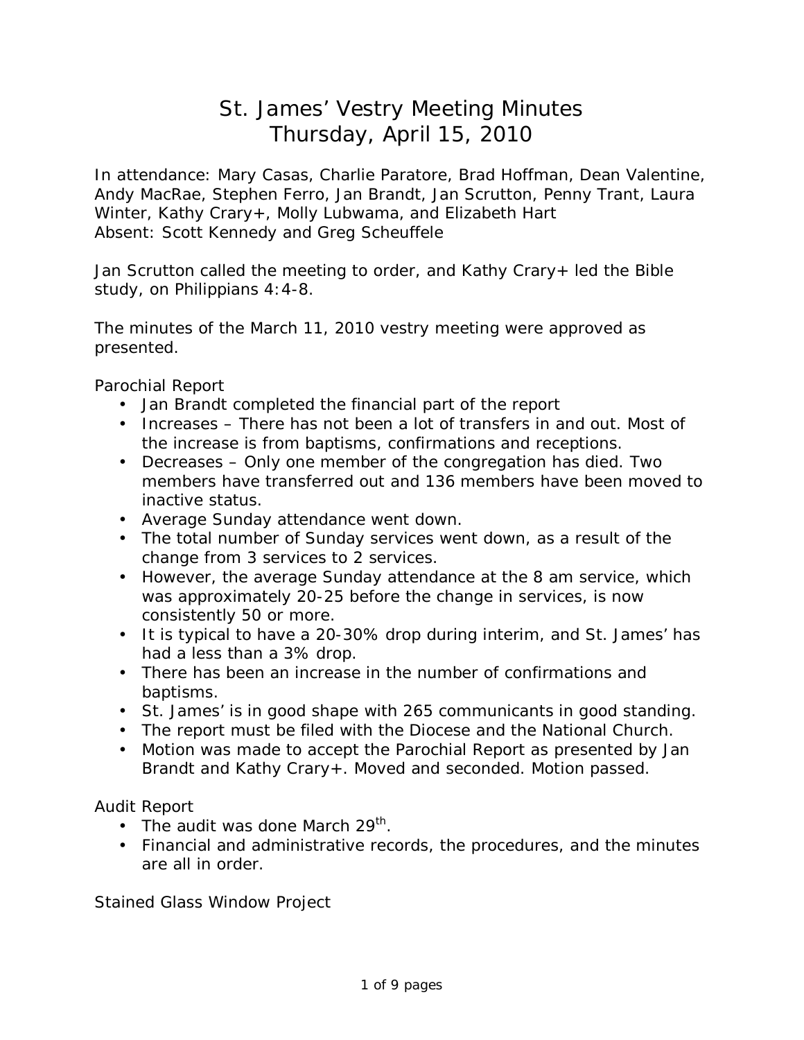# St. James' Vestry Meeting Minutes
## Thursday, April 15, 2010

In attendance: Mary Casas, Charlie Paratore, Brad Hoffman, Dean Valentine, Andy MacRae, Stephen Ferro, Jan Brandt, Jan Scrutton, Penny Trant, Laura Winter, Kathy Crary+, Molly Lubwama, and Elizabeth Hart
Absent: Scott Kennedy and Greg Scheuffele

Jan Scrutton called the meeting to order, and Kathy Crary+ led the Bible study, on Philippians 4:4-8.

The minutes of the March 11, 2010 vestry meeting were approved as presented.

Parochial Report

- Jan Brandt completed the financial part of the report
- Increases – There has not been a lot of transfers in and out. Most of the increase is from baptisms, confirmations and receptions.
- Decreases – Only one member of the congregation has died. Two members have transferred out and 136 members have been moved to inactive status.
- Average Sunday attendance went down.
- The total number of Sunday services went down, as a result of the change from 3 services to 2 services.
- However, the average Sunday attendance at the 8 am service, which was approximately 20-25 before the change in services, is now consistently 50 or more.
- It is typical to have a 20-30% drop during interim, and St. James' has had a less than a 3% drop.
- There has been an increase in the number of confirmations and baptisms.
- St. James' is in good shape with 265 communicants in good standing.
- The report must be filed with the Diocese and the National Church.
- Motion was made to accept the Parochial Report as presented by Jan Brandt and Kathy Crary+. Moved and seconded. Motion passed.

Audit Report

- The audit was done March 29th.
- Financial and administrative records, the procedures, and the minutes are all in order.

Stained Glass Window Project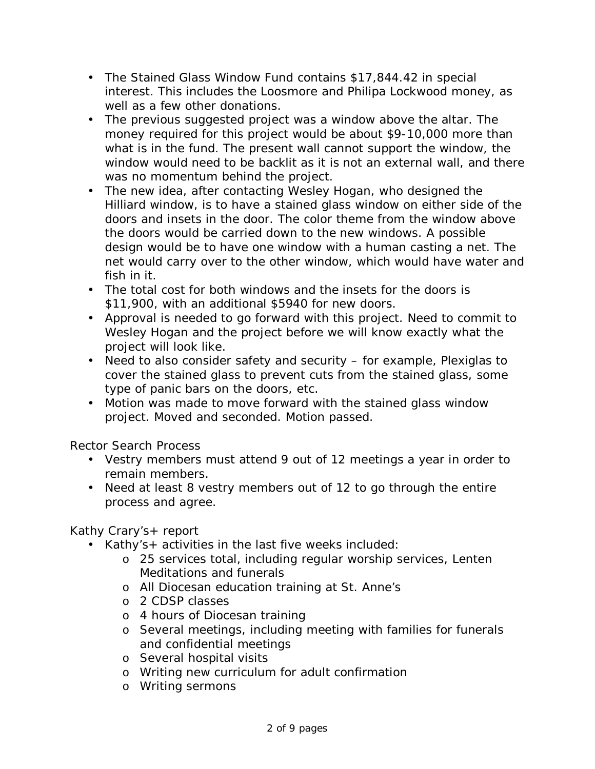- The Stained Glass Window Fund contains $17,844.42 in special interest. This includes the Loosmore and Philipa Lockwood money, as well as a few other donations.
- The previous suggested project was a window above the altar. The money required for this project would be about $9-10,000 more than what is in the fund. The present wall cannot support the window, the window would need to be backlit as it is not an external wall, and there was no momentum behind the project.
- The new idea, after contacting Wesley Hogan, who designed the Hilliard window, is to have a stained glass window on either side of the doors and insets in the door. The color theme from the window above the doors would be carried down to the new windows. A possible design would be to have one window with a human casting a net. The net would carry over to the other window, which would have water and fish in it.
- The total cost for both windows and the insets for the doors is $11,900, with an additional $5940 for new doors.
- Approval is needed to go forward with this project. Need to commit to Wesley Hogan and the project before we will know exactly what the project will look like.
- Need to also consider safety and security – for example, Plexiglas to cover the stained glass to prevent cuts from the stained glass, some type of panic bars on the doors, etc.
- Motion was made to move forward with the stained glass window project. Moved and seconded. Motion passed.

Rector Search Process

- Vestry members must attend 9 out of 12 meetings a year in order to remain members.
- Need at least 8 vestry members out of 12 to go through the entire process and agree.

Kathy Crary's+ report

- Kathy's+ activities in the last five weeks included:
  - 25 services total, including regular worship services, Lenten Meditations and funerals
  - All Diocesan education training at St. Anne's
  - 2 CDSP classes
  - 4 hours of Diocesan training
  - Several meetings, including meeting with families for funerals and confidential meetings
  - Several hospital visits
  - Writing new curriculum for adult confirmation
  - Writing sermons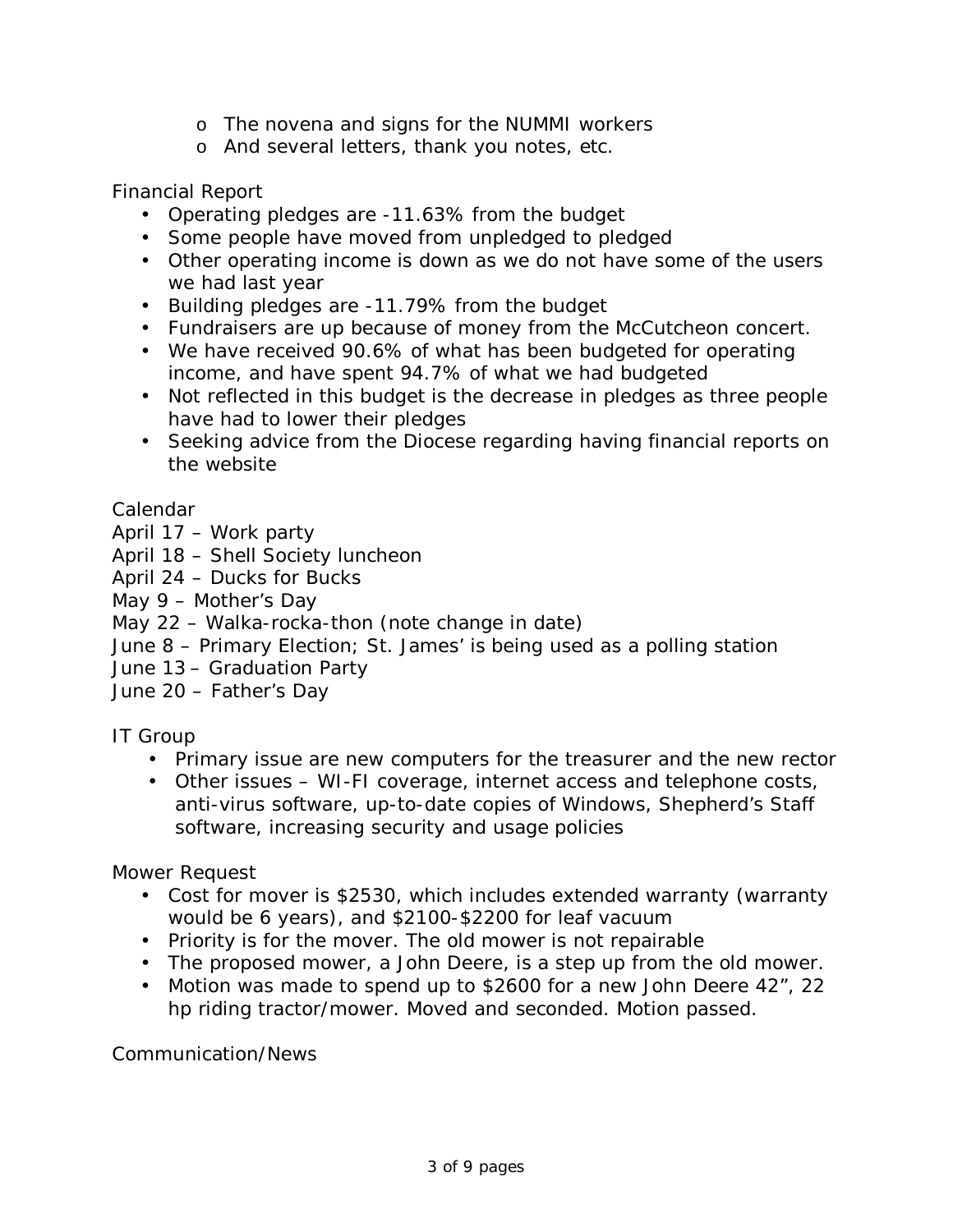- The novena and signs for the NUMMI workers
- And several letters, thank you notes, etc.

Financial Report

- Operating pledges are -11.63% from the budget
- Some people have moved from unpledged to pledged
- Other operating income is down as we do not have some of the users we had last year
- Building pledges are -11.79% from the budget
- Fundraisers are up because of money from the McCutcheon concert.
- We have received 90.6% of what has been budgeted for operating income, and have spent 94.7% of what we had budgeted
- Not reflected in this budget is the decrease in pledges as three people have had to lower their pledges
- Seeking advice from the Diocese regarding having financial reports on the website

Calendar

April 17 – Work party
April 18 – Shell Society luncheon
April 24 – Ducks for Bucks
May 9 – Mother's Day
May 22 – Walka-rocka-thon (note change in date)
June 8 – Primary Election; St. James' is being used as a polling station
June 13 – Graduation Party
June 20 – Father's Day

IT Group

- Primary issue are new computers for the treasurer and the new rector
- Other issues – WI-FI coverage, internet access and telephone costs, anti-virus software, up-to-date copies of Windows, Shepherd's Staff software, increasing security and usage policies

Mower Request

- Cost for mover is $2530, which includes extended warranty (warranty would be 6 years), and $2100-$2200 for leaf vacuum
- Priority is for the mover. The old mower is not repairable
- The proposed mower, a John Deere, is a step up from the old mower.
- Motion was made to spend up to $2600 for a new John Deere 42", 22 hp riding tractor/mower. Moved and seconded. Motion passed.

Communication/News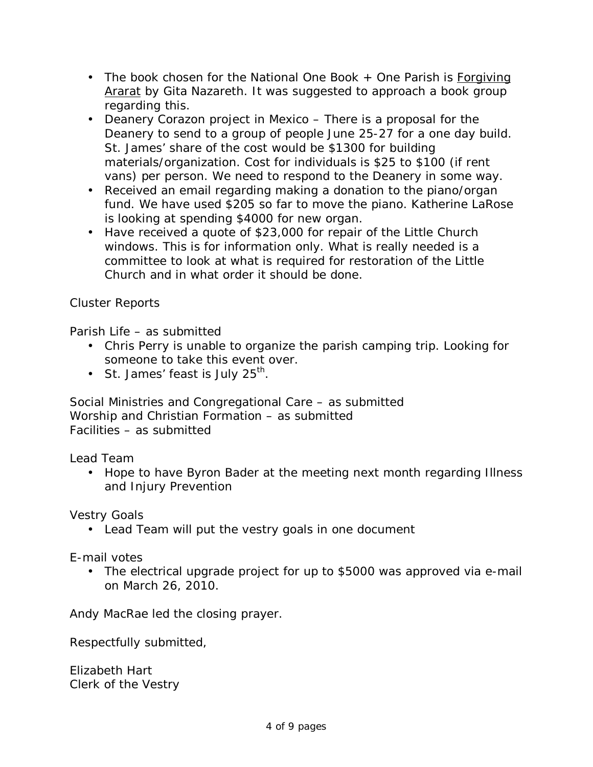- The book chosen for the National One Book + One Parish is Forgiving Ararat by Gita Nazareth. It was suggested to approach a book group regarding this.
- Deanery Corazon project in Mexico – There is a proposal for the Deanery to send to a group of people June 25-27 for a one day build. St. James' share of the cost would be $1300 for building materials/organization. Cost for individuals is $25 to $100 (if rent vans) per person. We need to respond to the Deanery in some way.
- Received an email regarding making a donation to the piano/organ fund. We have used $205 so far to move the piano. Katherine LaRose is looking at spending $4000 for new organ.
- Have received a quote of $23,000 for repair of the Little Church windows. This is for information only. What is really needed is a committee to look at what is required for restoration of the Little Church and in what order it should be done.

Cluster Reports

Parish Life – as submitted

- Chris Perry is unable to organize the parish camping trip. Looking for someone to take this event over.
- St. James' feast is July 25th.

Social Ministries and Congregational Care – as submitted
Worship and Christian Formation – as submitted
Facilities – as submitted

Lead Team

- Hope to have Byron Bader at the meeting next month regarding Illness and Injury Prevention

Vestry Goals

- Lead Team will put the vestry goals in one document

E-mail votes

- The electrical upgrade project for up to $5000 was approved via e-mail on March 26, 2010.

Andy MacRae led the closing prayer.

Respectfully submitted,

Elizabeth Hart
Clerk of the Vestry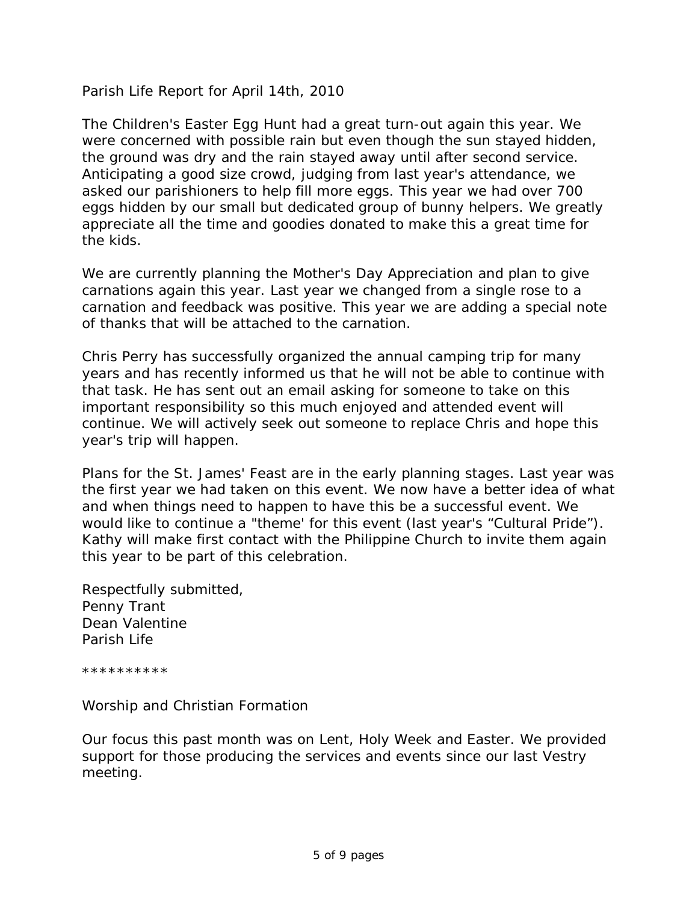Parish Life Report for April 14th, 2010

The Children's Easter Egg Hunt had a great turn-out again this year. We were concerned with possible rain but even though the sun stayed hidden, the ground was dry and the rain stayed away until after second service. Anticipating a good size crowd, judging from last year's attendance, we asked our parishioners to help fill more eggs. This year we had over 700 eggs hidden by our small but dedicated group of bunny helpers. We greatly appreciate all the time and goodies donated to make this a great time for the kids.

We are currently planning the Mother's Day Appreciation and plan to give carnations again this year. Last year we changed from a single rose to a carnation and feedback was positive. This year we are adding a special note of thanks that will be attached to the carnation.

Chris Perry has successfully organized the annual camping trip for many years and has recently informed us that he will not be able to continue with that task. He has sent out an email asking for someone to take on this important responsibility so this much enjoyed and attended event will continue. We will actively seek out someone to replace Chris and hope this year's trip will happen.

Plans for the St. James' Feast are in the early planning stages. Last year was the first year we had taken on this event. We now have a better idea of what and when things need to happen to have this be a successful event. We would like to continue a "theme' for this event (last year's “Cultural Pride”). Kathy will make first contact with the Philippine Church to invite them again this year to be part of this celebration.

Respectfully submitted,
Penny Trant
Dean Valentine
Parish Life

**********

Worship and Christian Formation

Our focus this past month was on Lent, Holy Week and Easter. We provided support for those producing the services and events since our last Vestry meeting.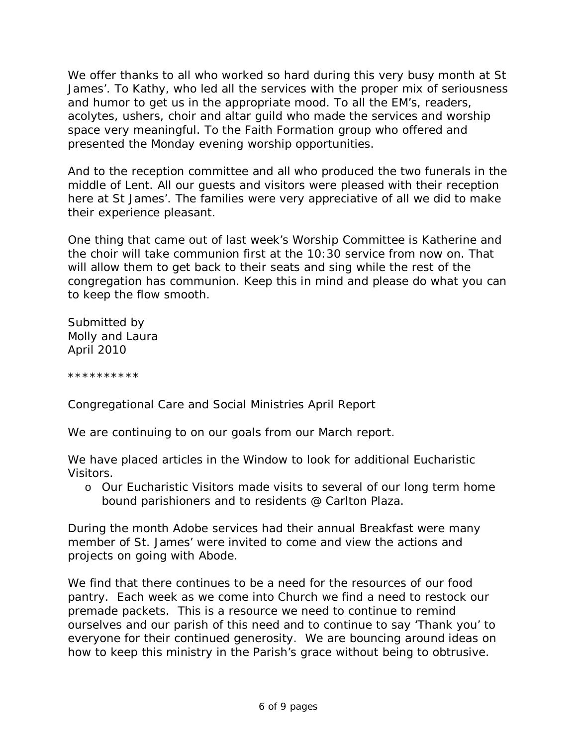We offer thanks to all who worked so hard during this very busy month at St James'. To Kathy, who led all the services with the proper mix of seriousness and humor to get us in the appropriate mood. To all the EM's, readers, acolytes, ushers, choir and altar guild who made the services and worship space very meaningful. To the Faith Formation group who offered and presented the Monday evening worship opportunities.

And to the reception committee and all who produced the two funerals in the middle of Lent. All our guests and visitors were pleased with their reception here at St James'. The families were very appreciative of all we did to make their experience pleasant.

One thing that came out of last week's Worship Committee is Katherine and the choir will take communion first at the 10:30 service from now on. That will allow them to get back to their seats and sing while the rest of the congregation has communion. Keep this in mind and please do what you can to keep the flow smooth.

Submitted by
Molly and Laura
April 2010

**********

Congregational Care and Social Ministries April Report

We are continuing to on our goals from our March report.

We have placed articles in the Window to look for additional Eucharistic Visitors.

- Our Eucharistic Visitors made visits to several of our long term home bound parishioners and to residents @ Carlton Plaza.

During the month Adobe services had their annual Breakfast were many member of St. James' were invited to come and view the actions and projects on going with Abode.

We find that there continues to be a need for the resources of our food pantry. Each week as we come into Church we find a need to restock our premade packets. This is a resource we need to continue to remind ourselves and our parish of this need and to continue to say 'Thank you' to everyone for their continued generosity. We are bouncing around ideas on how to keep this ministry in the Parish's grace without being to obtrusive.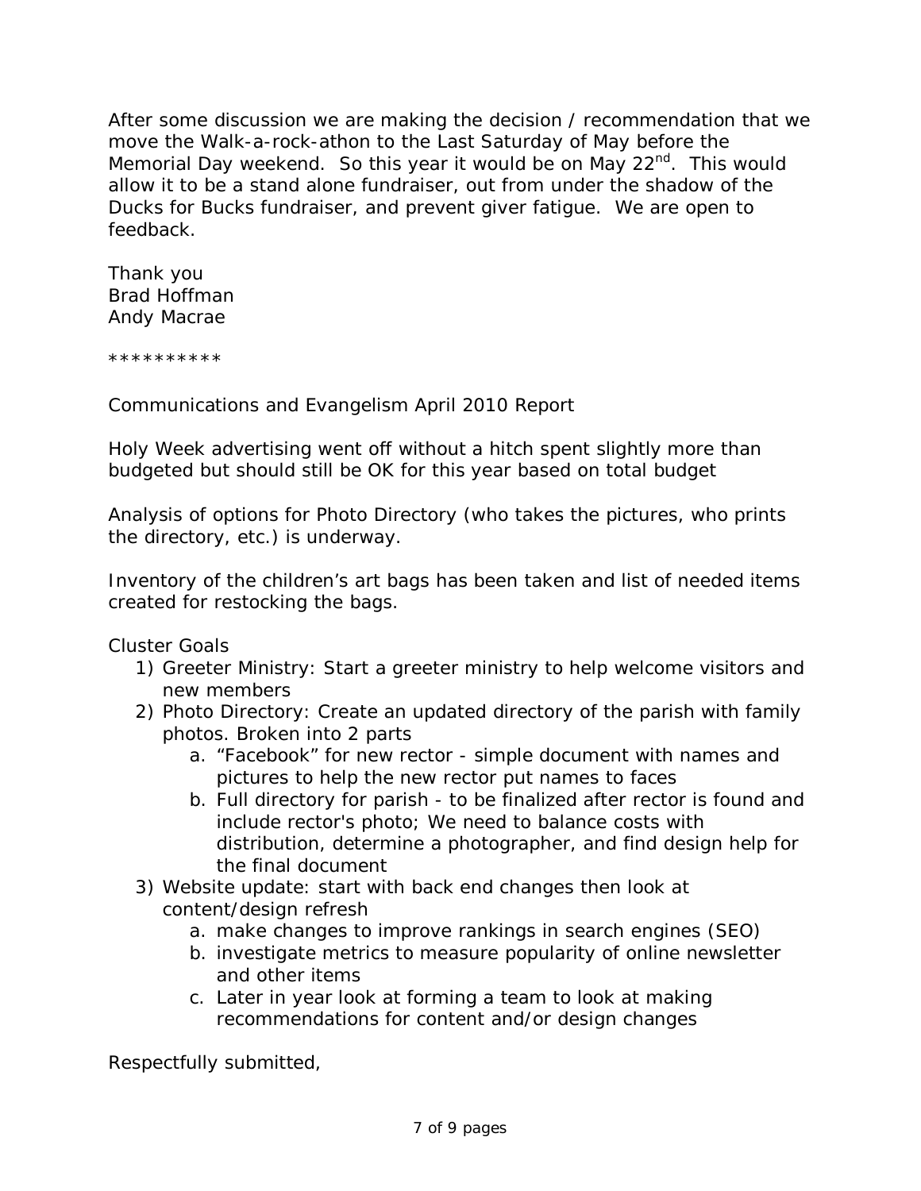After some discussion we are making the decision / recommendation that we move the Walk-a-rock-athon to the Last Saturday of May before the Memorial Day weekend. So this year it would be on May 22nd. This would allow it to be a stand alone fundraiser, out from under the shadow of the Ducks for Bucks fundraiser, and prevent giver fatigue. We are open to feedback.

Thank you
Brad Hoffman
Andy Macrae

**********

Communications and Evangelism April 2010 Report

Holy Week advertising went off without a hitch spent slightly more than budgeted but should still be OK for this year based on total budget

Analysis of options for Photo Directory (who takes the pictures, who prints the directory, etc.) is underway.

Inventory of the children's art bags has been taken and list of needed items created for restocking the bags.

Cluster Goals

1) Greeter Ministry: Start a greeter ministry to help welcome visitors and new members
2) Photo Directory: Create an updated directory of the parish with family photos. Broken into 2 parts
   a. "Facebook" for new rector - simple document with names and pictures to help the new rector put names to faces
   b. Full directory for parish - to be finalized after rector is found and include rector's photo; We need to balance costs with distribution, determine a photographer, and find design help for the final document
3) Website update: start with back end changes then look at content/design refresh
   a. make changes to improve rankings in search engines (SEO)
   b. investigate metrics to measure popularity of online newsletter and other items
   c. Later in year look at forming a team to look at making recommendations for content and/or design changes

Respectfully submitted,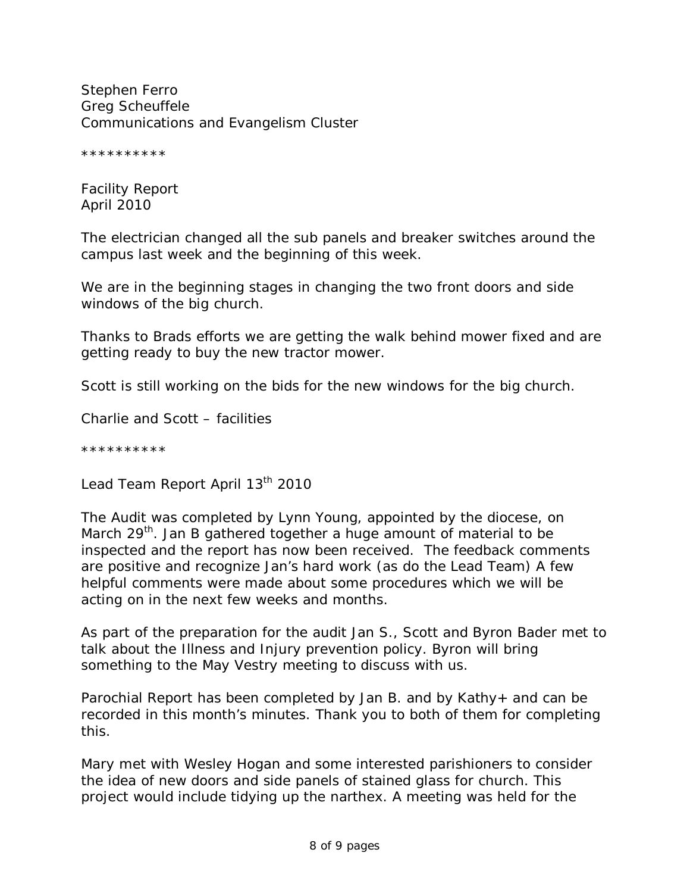Stephen Ferro
Greg Scheuffele
Communications and Evangelism Cluster

**********

Facility Report
April 2010

The electrician changed all the sub panels and breaker switches around the campus last week and the beginning of this week.

We are in the beginning stages in changing the two front doors and side windows of the big church.

Thanks to Brads efforts we are getting the walk behind mower fixed and are getting ready to buy the new tractor mower.

Scott is still working on the bids for the new windows for the big church.

Charlie and Scott – facilities

**********

Lead Team Report April 13th 2010

The Audit was completed by Lynn Young, appointed by the diocese, on March 29th. Jan B gathered together a huge amount of material to be inspected and the report has now been received. The feedback comments are positive and recognize Jan's hard work (as do the Lead Team) A few helpful comments were made about some procedures which we will be acting on in the next few weeks and months.

As part of the preparation for the audit Jan S., Scott and Byron Bader met to talk about the Illness and Injury prevention policy. Byron will bring something to the May Vestry meeting to discuss with us.

Parochial Report has been completed by Jan B. and by Kathy+ and can be recorded in this month's minutes. Thank you to both of them for completing this.

Mary met with Wesley Hogan and some interested parishioners to consider the idea of new doors and side panels of stained glass for church. This project would include tidying up the narthex. A meeting was held for the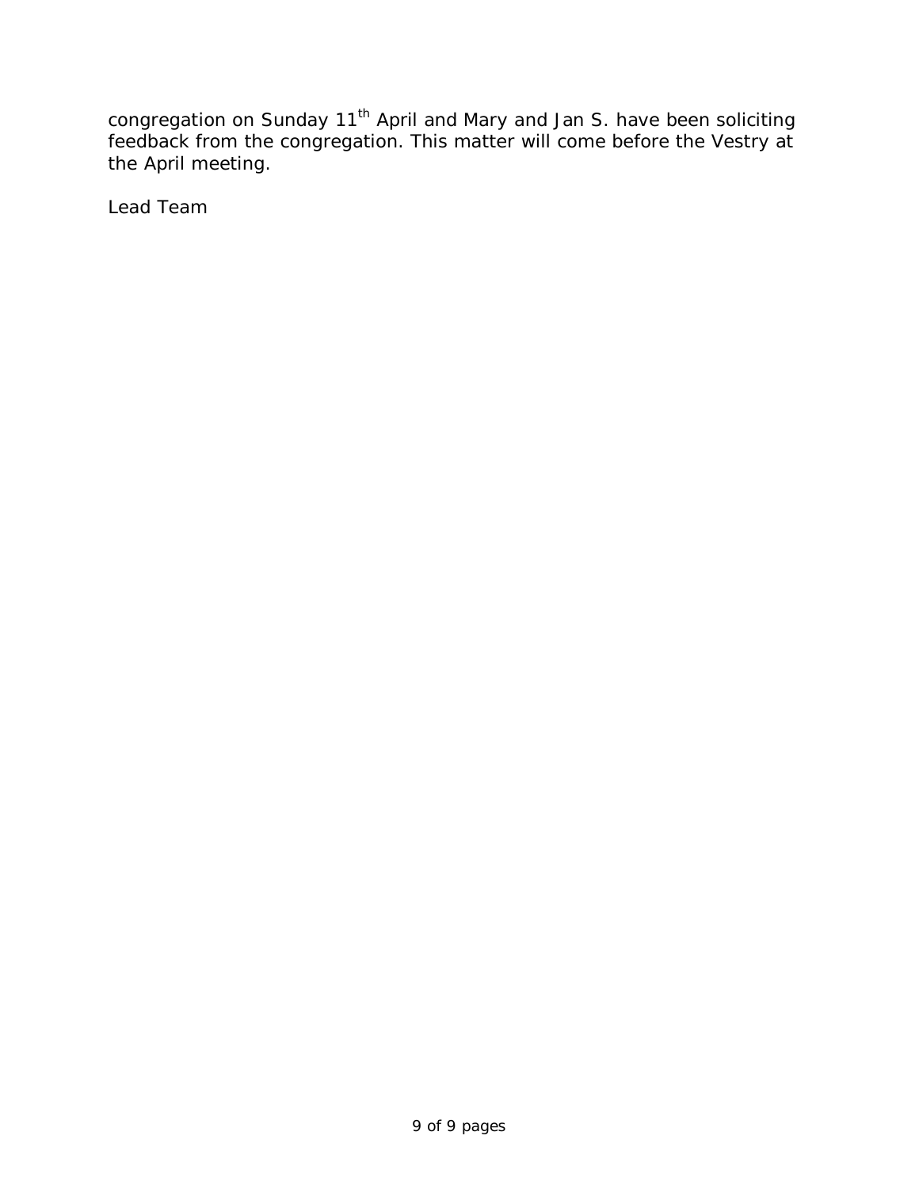congregation on Sunday 11th April and Mary and Jan S. have been soliciting feedback from the congregation. This matter will come before the Vestry at the April meeting.

Lead Team